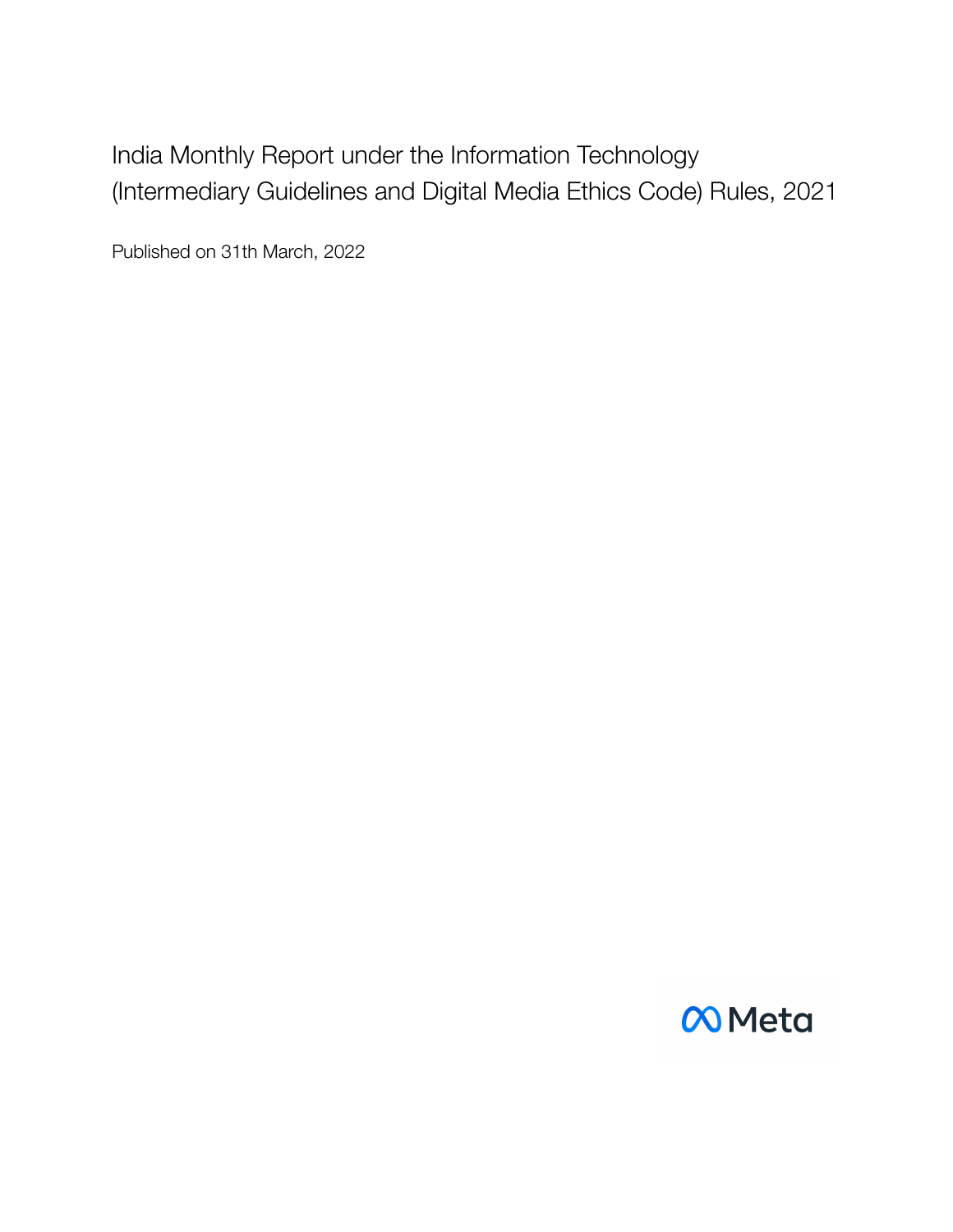# India Monthly Report under the Information Technology (Intermediary Guidelines and Digital Media Ethics Code) Rules, 2021

Published on 31th March, 2022

Meta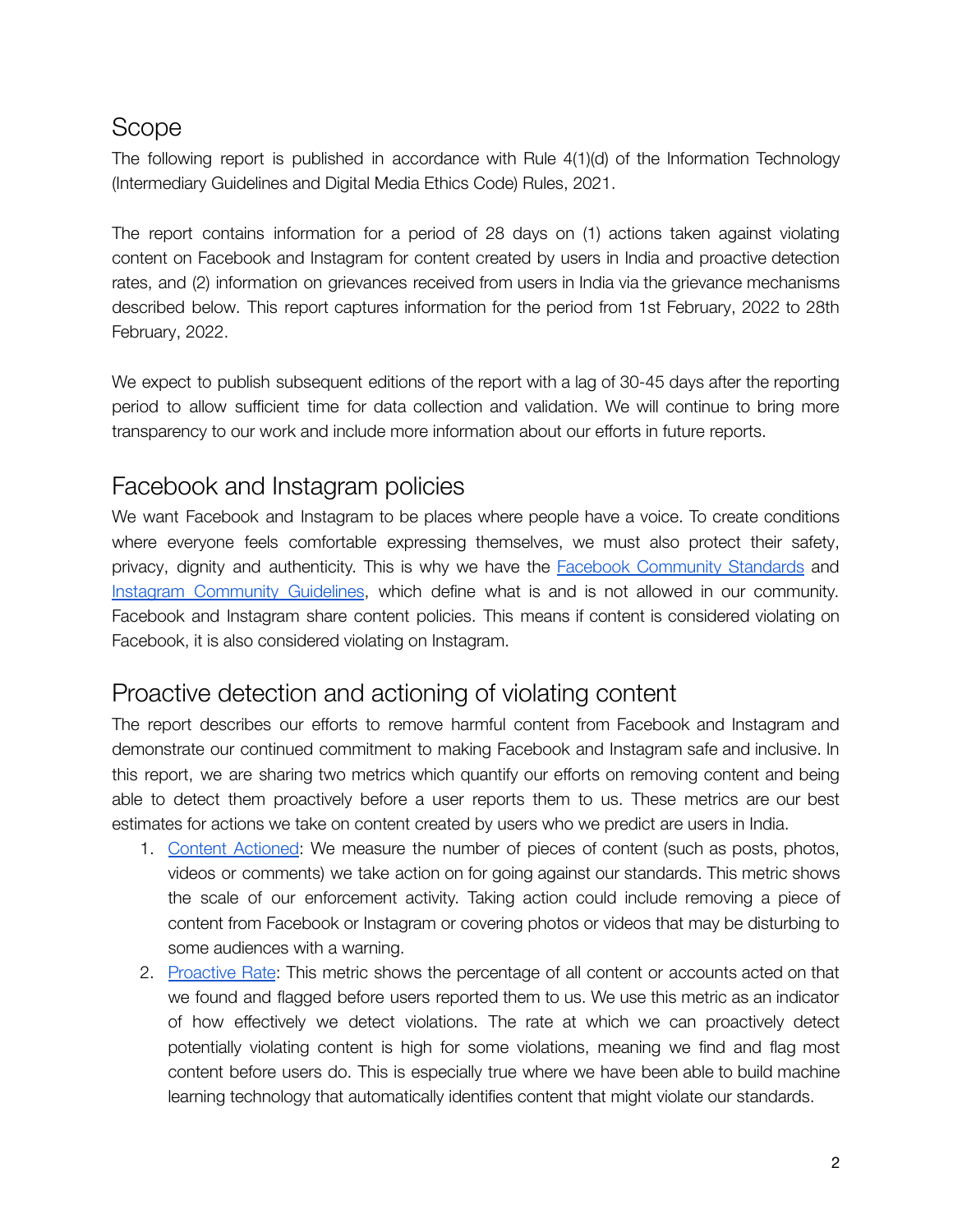## Scope

The following report is published in accordance with Rule 4(1)(d) of the Information Technology (Intermediary Guidelines and Digital Media Ethics Code) Rules, 2021.

The report contains information for a period of 28 days on (1) actions taken against violating content on Facebook and Instagram for content created by users in India and proactive detection rates, and (2) information on grievances received from users in India via the grievance mechanisms described below. This report captures information for the period from 1st February, 2022 to 28th February, 2022.

We expect to publish subsequent editions of the report with a lag of 30-45 days after the reporting period to allow sufficient time for data collection and validation. We will continue to bring more transparency to our work and include more information about our efforts in future reports.

## Facebook and Instagram policies

We want Facebook and Instagram to be places where people have a voice. To create conditions where everyone feels comfortable expressing themselves, we must also protect their safety, privacy, dignity and authenticity. This is why we have the [Facebook Community Standards]() and [Instagram Community Guidelines](), which define what is and is not allowed in our community. Facebook and Instagram share content policies. This means if content is considered violating on Facebook, it is also considered violating on Instagram.

## Proactive detection and actioning of violating content

The report describes our efforts to remove harmful content from Facebook and Instagram and demonstrate our continued commitment to making Facebook and Instagram safe and inclusive. In this report, we are sharing two metrics which quantify our efforts on removing content and being able to detect them proactively before a user reports them to us. These metrics are our best estimates for actions we take on content created by users who we predict are users in India.

1. [Content Actioned](): We measure the number of pieces of content (such as posts, photos, videos or comments) we take action on for going against our standards. This metric shows the scale of our enforcement activity. Taking action could include removing a piece of content from Facebook or Instagram or covering photos or videos that may be disturbing to some audiences with a warning.
2. [Proactive Rate](): This metric shows the percentage of all content or accounts acted on that we found and flagged before users reported them to us. We use this metric as an indicator of how effectively we detect violations. The rate at which we can proactively detect potentially violating content is high for some violations, meaning we find and flag most content before users do. This is especially true where we have been able to build machine learning technology that automatically identifies content that might violate our standards.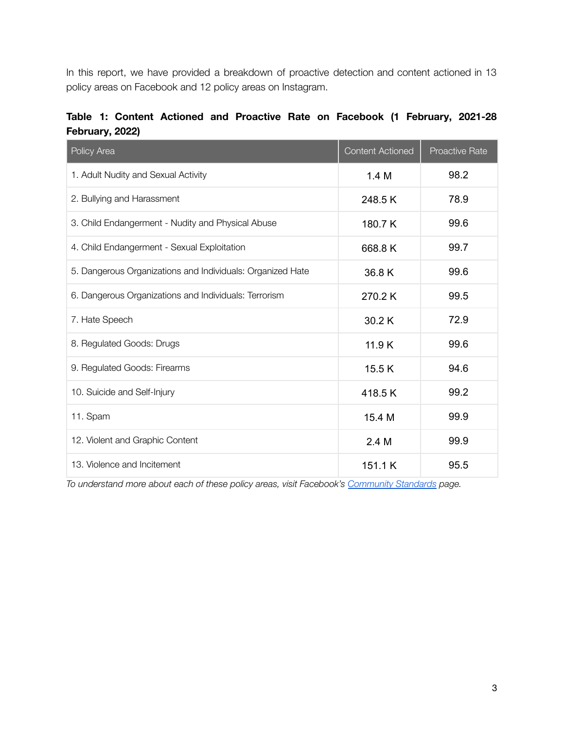In this report, we have provided a breakdown of proactive detection and content actioned in 13 policy areas on Facebook and 12 policy areas on Instagram.

**Table 1: Content Actioned and Proactive Rate on Facebook (1 February, 2021-28 February, 2022)**

| Policy Area | Content Actioned | Proactive Rate |
|---|---|---|
| 1. Adult Nudity and Sexual Activity | 1.4 M | 98.2 |
| 2. Bullying and Harassment | 248.5 K | 78.9 |
| 3. Child Endangerment - Nudity and Physical Abuse | 180.7 K | 99.6 |
| 4. Child Endangerment - Sexual Exploitation | 668.8 K | 99.7 |
| 5. Dangerous Organizations and Individuals: Organized Hate | 36.8 K | 99.6 |
| 6. Dangerous Organizations and Individuals: Terrorism | 270.2 K | 99.5 |
| 7. Hate Speech | 30.2 K | 72.9 |
| 8. Regulated Goods: Drugs | 11.9 K | 99.6 |
| 9. Regulated Goods: Firearms | 15.5 K | 94.6 |
| 10. Suicide and Self-Injury | 418.5 K | 99.2 |
| 11. Spam | 15.4 M | 99.9 |
| 12. Violent and Graphic Content | 2.4 M | 99.9 |
| 13. Violence and Incitement | 151.1 K | 95.5 |

*To understand more about each of these policy areas, visit Facebook's Community Standards page.*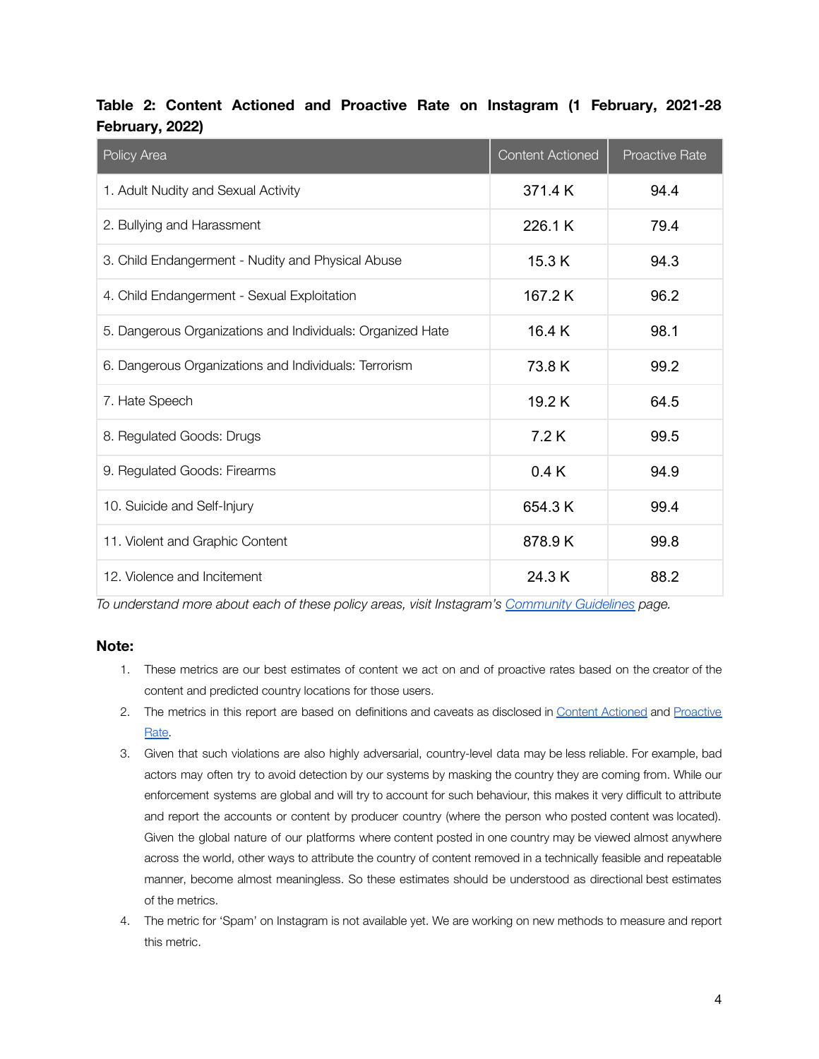**Table 2: Content Actioned and Proactive Rate on Instagram (1 February, 2021-28 February, 2022)**

| Policy Area | Content Actioned | Proactive Rate |
|---|---|---|
| 1. Adult Nudity and Sexual Activity | 371.4 K | 94.4 |
| 2. Bullying and Harassment | 226.1 K | 79.4 |
| 3. Child Endangerment - Nudity and Physical Abuse | 15.3 K | 94.3 |
| 4. Child Endangerment - Sexual Exploitation | 167.2 K | 96.2 |
| 5. Dangerous Organizations and Individuals: Organized Hate | 16.4 K | 98.1 |
| 6. Dangerous Organizations and Individuals: Terrorism | 73.8 K | 99.2 |
| 7. Hate Speech | 19.2 K | 64.5 |
| 8. Regulated Goods: Drugs | 7.2 K | 99.5 |
| 9. Regulated Goods: Firearms | 0.4 K | 94.9 |
| 10. Suicide and Self-Injury | 654.3 K | 99.4 |
| 11. Violent and Graphic Content | 878.9 K | 99.8 |
| 12. Violence and Incitement | 24.3 K | 88.2 |

*To understand more about each of these policy areas, visit Instagram's Community Guidelines page.*

**Note:**

1. These metrics are our best estimates of content we act on and of proactive rates based on the creator of the content and predicted country locations for those users.
2. The metrics in this report are based on definitions and caveats as disclosed in Content Actioned and Proactive Rate.
3. Given that such violations are also highly adversarial, country-level data may be less reliable. For example, bad actors may often try to avoid detection by our systems by masking the country they are coming from. While our enforcement systems are global and will try to account for such behaviour, this makes it very difficult to attribute and report the accounts or content by producer country (where the person who posted content was located). Given the global nature of our platforms where content posted in one country may be viewed almost anywhere across the world, other ways to attribute the country of content removed in a technically feasible and repeatable manner, become almost meaningless. So these estimates should be understood as directional best estimates of the metrics.
4. The metric for 'Spam' on Instagram is not available yet. We are working on new methods to measure and report this metric.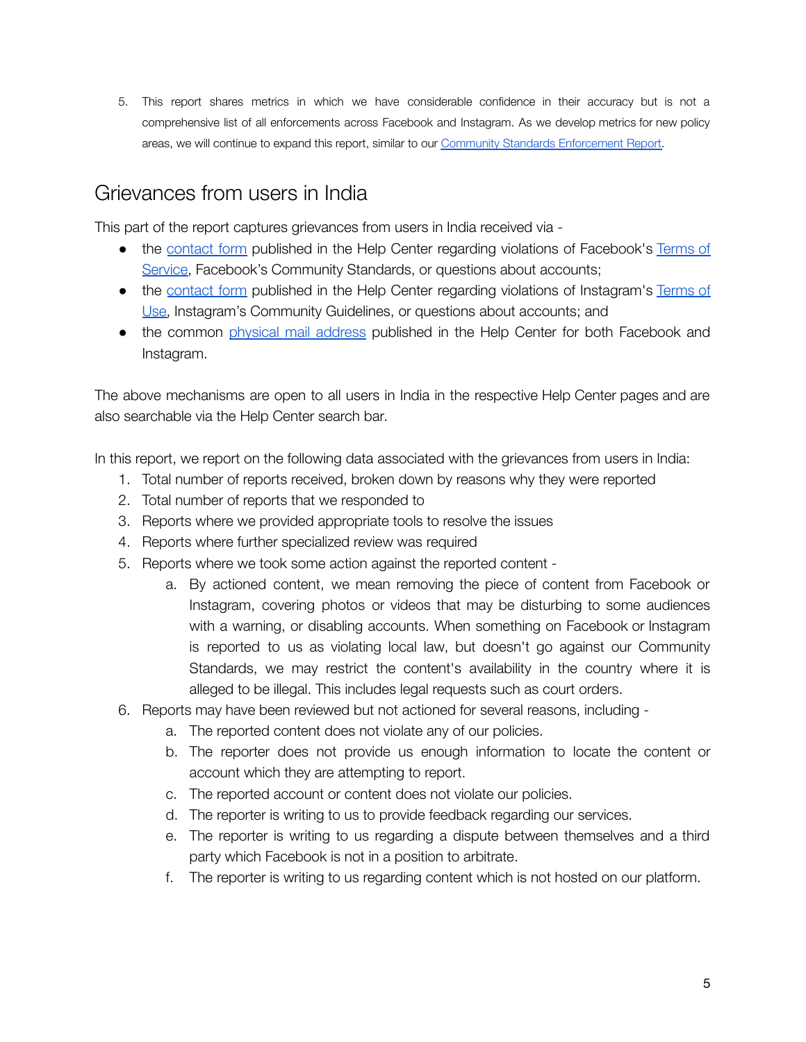5. This report shares metrics in which we have considerable confidence in their accuracy but is not a comprehensive list of all enforcements across Facebook and Instagram. As we develop metrics for new policy areas, we will continue to expand this report, similar to our Community Standards Enforcement Report.

## Grievances from users in India

This part of the report captures grievances from users in India received via -

- the contact form published in the Help Center regarding violations of Facebook's Terms of Service, Facebook's Community Standards, or questions about accounts;
- the contact form published in the Help Center regarding violations of Instagram's Terms of Use, Instagram's Community Guidelines, or questions about accounts; and
- the common physical mail address published in the Help Center for both Facebook and Instagram.

The above mechanisms are open to all users in India in the respective Help Center pages and are also searchable via the Help Center search bar.

In this report, we report on the following data associated with the grievances from users in India:

1. Total number of reports received, broken down by reasons why they were reported
2. Total number of reports that we responded to
3. Reports where we provided appropriate tools to resolve the issues
4. Reports where further specialized review was required
5. Reports where we took some action against the reported content -
    a. By actioned content, we mean removing the piece of content from Facebook or Instagram, covering photos or videos that may be disturbing to some audiences with a warning, or disabling accounts. When something on Facebook or Instagram is reported to us as violating local law, but doesn't go against our Community Standards, we may restrict the content's availability in the country where it is alleged to be illegal. This includes legal requests such as court orders.
6. Reports may have been reviewed but not actioned for several reasons, including -
    a. The reported content does not violate any of our policies.
    b. The reporter does not provide us enough information to locate the content or account which they are attempting to report.
    c. The reported account or content does not violate our policies.
    d. The reporter is writing to us to provide feedback regarding our services.
    e. The reporter is writing to us regarding a dispute between themselves and a third party which Facebook is not in a position to arbitrate.
    f. The reporter is writing to us regarding content which is not hosted on our platform.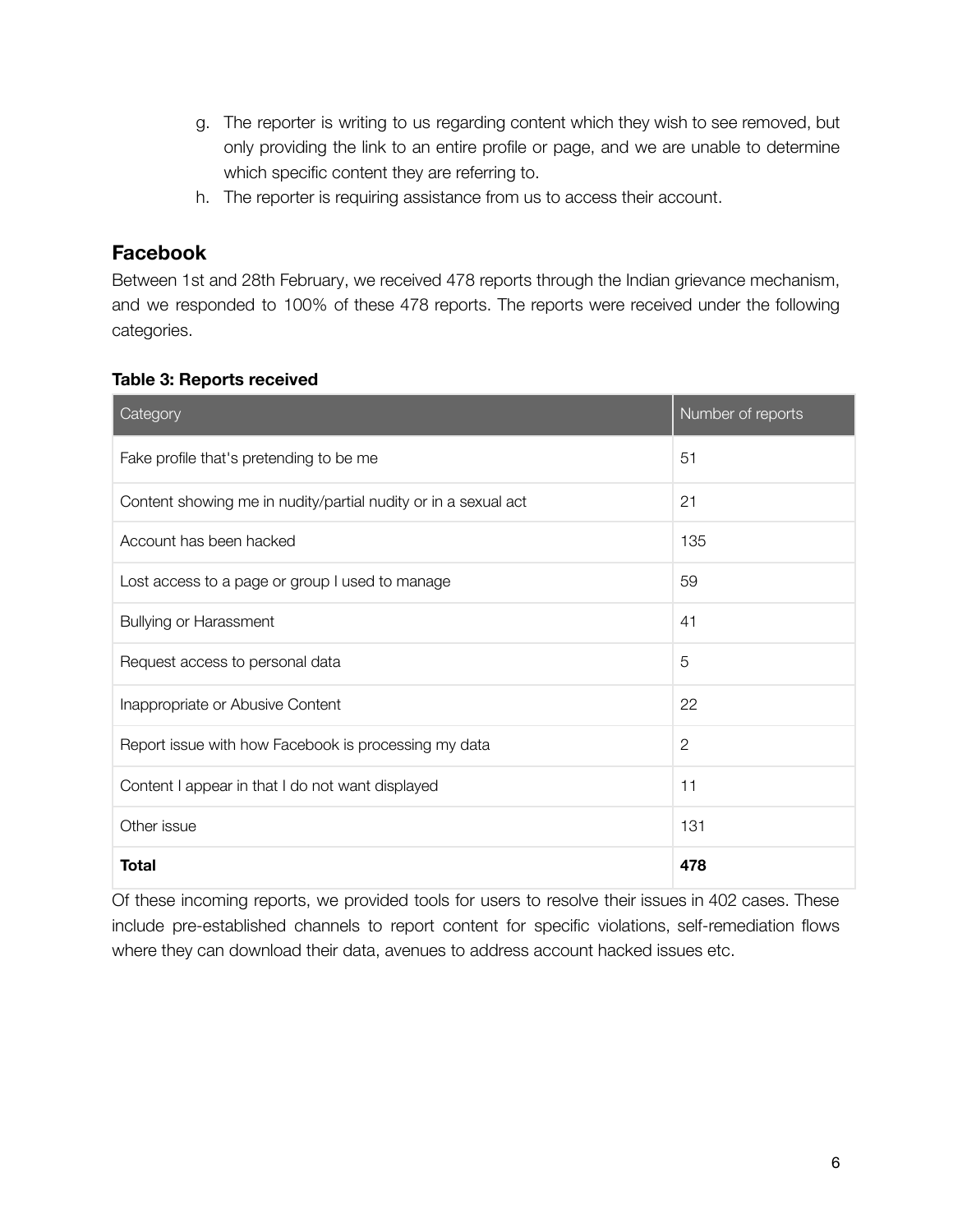g. The reporter is writing to us regarding content which they wish to see removed, but only providing the link to an entire profile or page, and we are unable to determine which specific content they are referring to.
h. The reporter is requiring assistance from us to access their account.

## Facebook

Between 1st and 28th February, we received 478 reports through the Indian grievance mechanism, and we responded to 100% of these 478 reports. The reports were received under the following categories.

**Table 3: Reports received**

| Category | Number of reports |
|---|---|
| Fake profile that's pretending to be me | 51 |
| Content showing me in nudity/partial nudity or in a sexual act | 21 |
| Account has been hacked | 135 |
| Lost access to a page or group I used to manage | 59 |
| Bullying or Harassment | 41 |
| Request access to personal data | 5 |
| Inappropriate or Abusive Content | 22 |
| Report issue with how Facebook is processing my data | 2 |
| Content I appear in that I do not want displayed | 11 |
| Other issue | 131 |
| **Total** | **478** |

Of these incoming reports, we provided tools for users to resolve their issues in 402 cases. These include pre-established channels to report content for specific violations, self-remediation flows where they can download their data, avenues to address account hacked issues etc.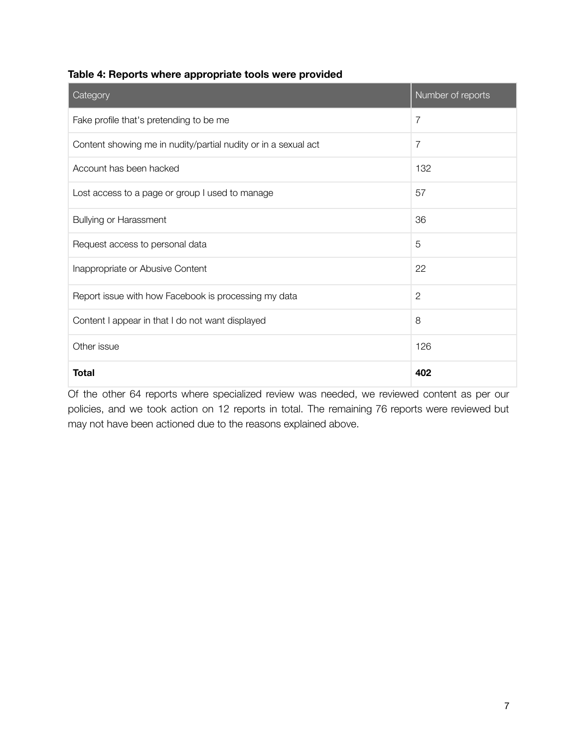**Table 4: Reports where appropriate tools were provided**

| Category | Number of reports |
|---|---|
| Fake profile that's pretending to be me | 7 |
| Content showing me in nudity/partial nudity or in a sexual act | 7 |
| Account has been hacked | 132 |
| Lost access to a page or group I used to manage | 57 |
| Bullying or Harassment | 36 |
| Request access to personal data | 5 |
| Inappropriate or Abusive Content | 22 |
| Report issue with how Facebook is processing my data | 2 |
| Content I appear in that I do not want displayed | 8 |
| Other issue | 126 |
| **Total** | **402** |

Of the other 64 reports where specialized review was needed, we reviewed content as per our policies, and we took action on 12 reports in total. The remaining 76 reports were reviewed but may not have been actioned due to the reasons explained above.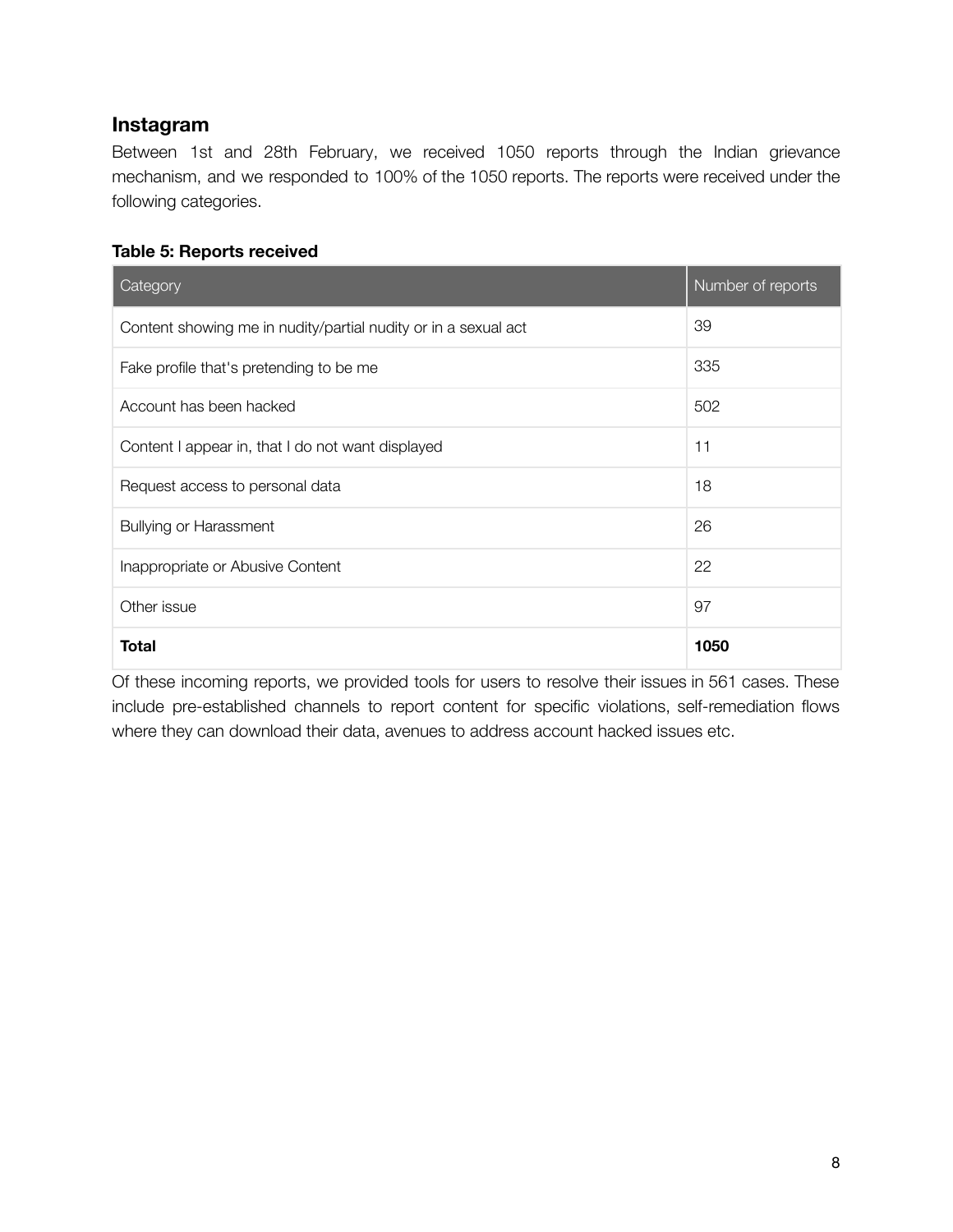## Instagram

Between 1st and 28th February, we received 1050 reports through the Indian grievance mechanism, and we responded to 100% of the 1050 reports. The reports were received under the following categories.

**Table 5: Reports received**

| Category | Number of reports |
|---|---|
| Content showing me in nudity/partial nudity or in a sexual act | 39 |
| Fake profile that's pretending to be me | 335 |
| Account has been hacked | 502 |
| Content I appear in, that I do not want displayed | 11 |
| Request access to personal data | 18 |
| Bullying or Harassment | 26 |
| Inappropriate or Abusive Content | 22 |
| Other issue | 97 |
| **Total** | **1050** |

Of these incoming reports, we provided tools for users to resolve their issues in 561 cases. These include pre-established channels to report content for specific violations, self-remediation flows where they can download their data, avenues to address account hacked issues etc.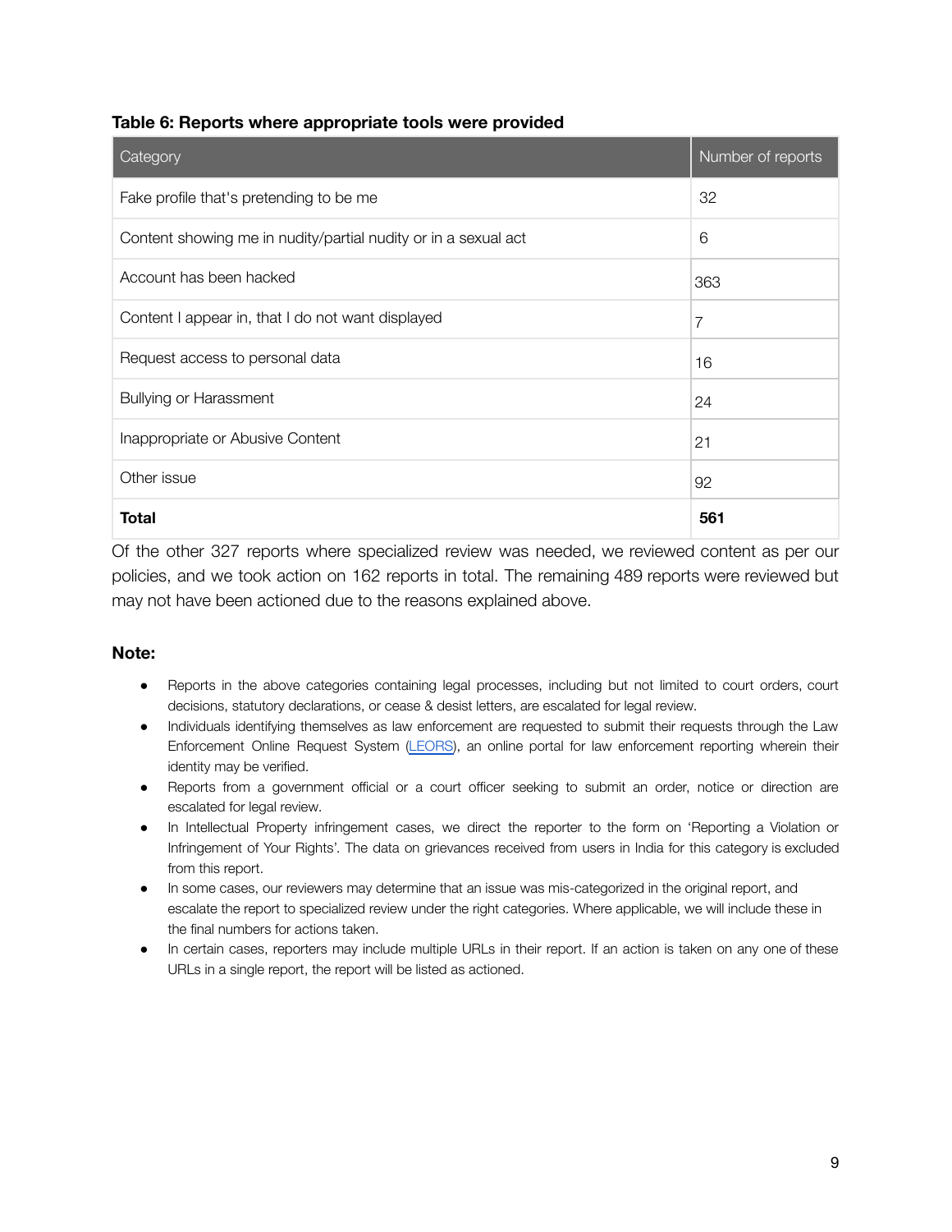**Table 6: Reports where appropriate tools were provided**

| Category | Number of reports |
|---|---|
| Fake profile that's pretending to be me | 32 |
| Content showing me in nudity/partial nudity or in a sexual act | 6 |
| Account has been hacked | 363 |
| Content I appear in, that I do not want displayed | 7 |
| Request access to personal data | 16 |
| Bullying or Harassment | 24 |
| Inappropriate or Abusive Content | 21 |
| Other issue | 92 |
| **Total** | **561** |

Of the other 327 reports where specialized review was needed, we reviewed content as per our policies, and we took action on 162 reports in total. The remaining 489 reports were reviewed but may not have been actioned due to the reasons explained above.

**Note:**

- Reports in the above categories containing legal processes, including but not limited to court orders, court decisions, statutory declarations, or cease & desist letters, are escalated for legal review.
- Individuals identifying themselves as law enforcement are requested to submit their requests through the Law Enforcement Online Request System (LEORS), an online portal for law enforcement reporting wherein their identity may be verified.
- Reports from a government official or a court officer seeking to submit an order, notice or direction are escalated for legal review.
- In Intellectual Property infringement cases, we direct the reporter to the form on 'Reporting a Violation or Infringement of Your Rights'. The data on grievances received from users in India for this category is excluded from this report.
- In some cases, our reviewers may determine that an issue was mis-categorized in the original report, and escalate the report to specialized review under the right categories. Where applicable, we will include these in the final numbers for actions taken.
- In certain cases, reporters may include multiple URLs in their report. If an action is taken on any one of these URLs in a single report, the report will be listed as actioned.